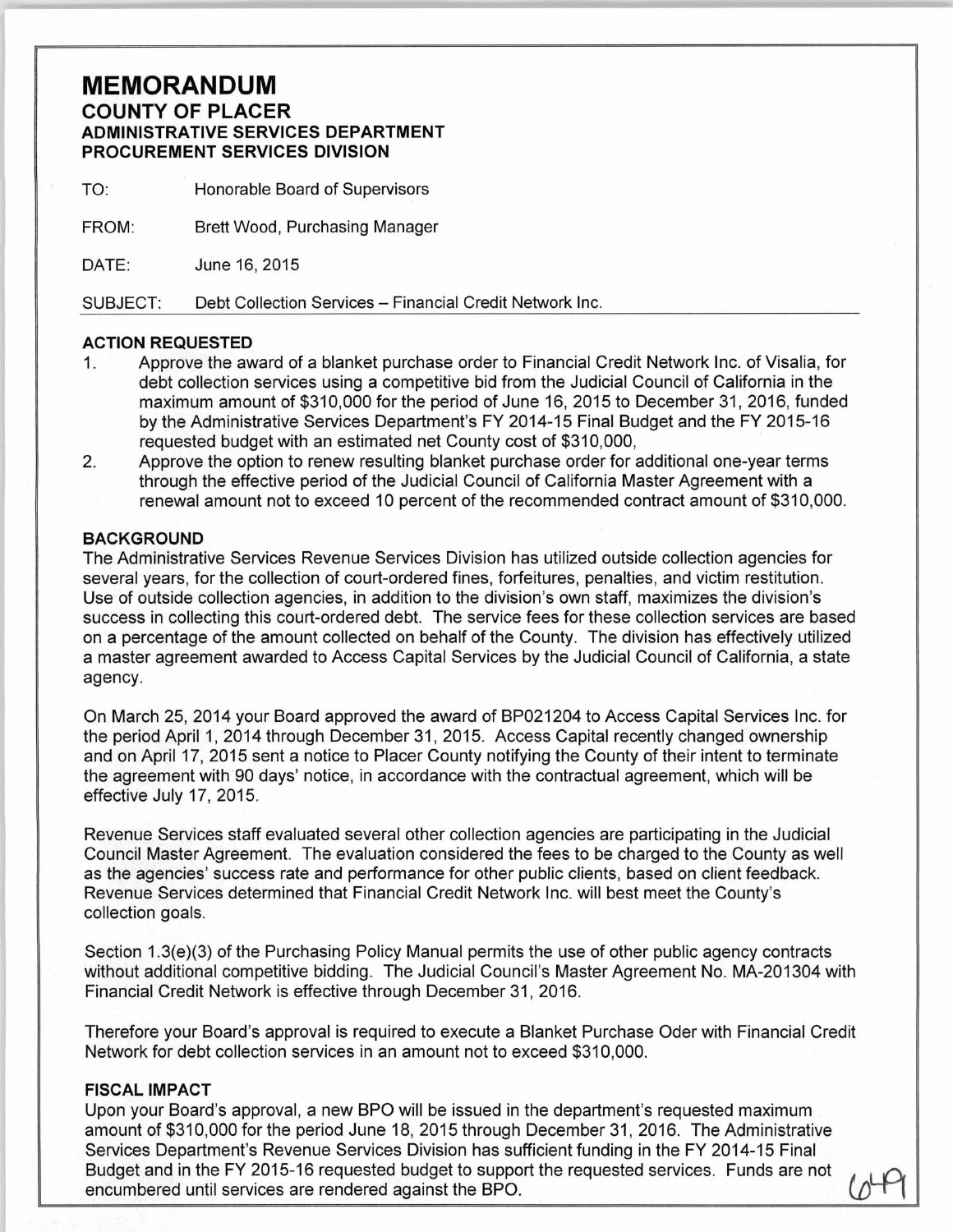# MEMORANDUM

## COUNTY OF PLACER

### ADMINISTRATIVE SERVICES DEPARTMENT
### PROCUREMENT SERVICES DIVISION

TO: Honorable Board of Supervisors

FROM: Brett Wood, Purchasing Manager

DATE: June 16, 2015

SUBJECT: Debt Collection Services – Financial Credit Network Inc.

**ACTION REQUESTED**

1. Approve the award of a blanket purchase order to Financial Credit Network Inc. of Visalia, for debt collection services using a competitive bid from the Judicial Council of California in the maximum amount of $310,000 for the period of June 16, 2015 to December 31, 2016, funded by the Administrative Services Department's FY 2014-15 Final Budget and the FY 2015-16 requested budget with an estimated net County cost of $310,000,
2. Approve the option to renew resulting blanket purchase order for additional one-year terms through the effective period of the Judicial Council of California Master Agreement with a renewal amount not to exceed 10 percent of the recommended contract amount of $310,000.

**BACKGROUND**

The Administrative Services Revenue Services Division has utilized outside collection agencies for several years, for the collection of court-ordered fines, forfeitures, penalties, and victim restitution. Use of outside collection agencies, in addition to the division's own staff, maximizes the division's success in collecting this court-ordered debt. The service fees for these collection services are based on a percentage of the amount collected on behalf of the County. The division has effectively utilized a master agreement awarded to Access Capital Services by the Judicial Council of California, a state agency.

On March 25, 2014 your Board approved the award of BP021204 to Access Capital Services Inc. for the period April 1, 2014 through December 31, 2015. Access Capital recently changed ownership and on April 17, 2015 sent a notice to Placer County notifying the County of their intent to terminate the agreement with 90 days' notice, in accordance with the contractual agreement, which will be effective July 17, 2015.

Revenue Services staff evaluated several other collection agencies are participating in the Judicial Council Master Agreement. The evaluation considered the fees to be charged to the County as well as the agencies' success rate and performance for other public clients, based on client feedback. Revenue Services determined that Financial Credit Network Inc. will best meet the County's collection goals.

Section 1.3(e)(3) of the Purchasing Policy Manual permits the use of other public agency contracts without additional competitive bidding. The Judicial Council's Master Agreement No. MA-201304 with Financial Credit Network is effective through December 31, 2016.

Therefore your Board's approval is required to execute a Blanket Purchase Oder with Financial Credit Network for debt collection services in an amount not to exceed $310,000.

**FISCAL IMPACT**

Upon your Board's approval, a new BPO will be issued in the department's requested maximum amount of $310,000 for the period June 18, 2015 through December 31, 2016. The Administrative Services Department's Revenue Services Division has sufficient funding in the FY 2014-15 Final Budget and in the FY 2015-16 requested budget to support the requested services. Funds are not encumbered until services are rendered against the BPO.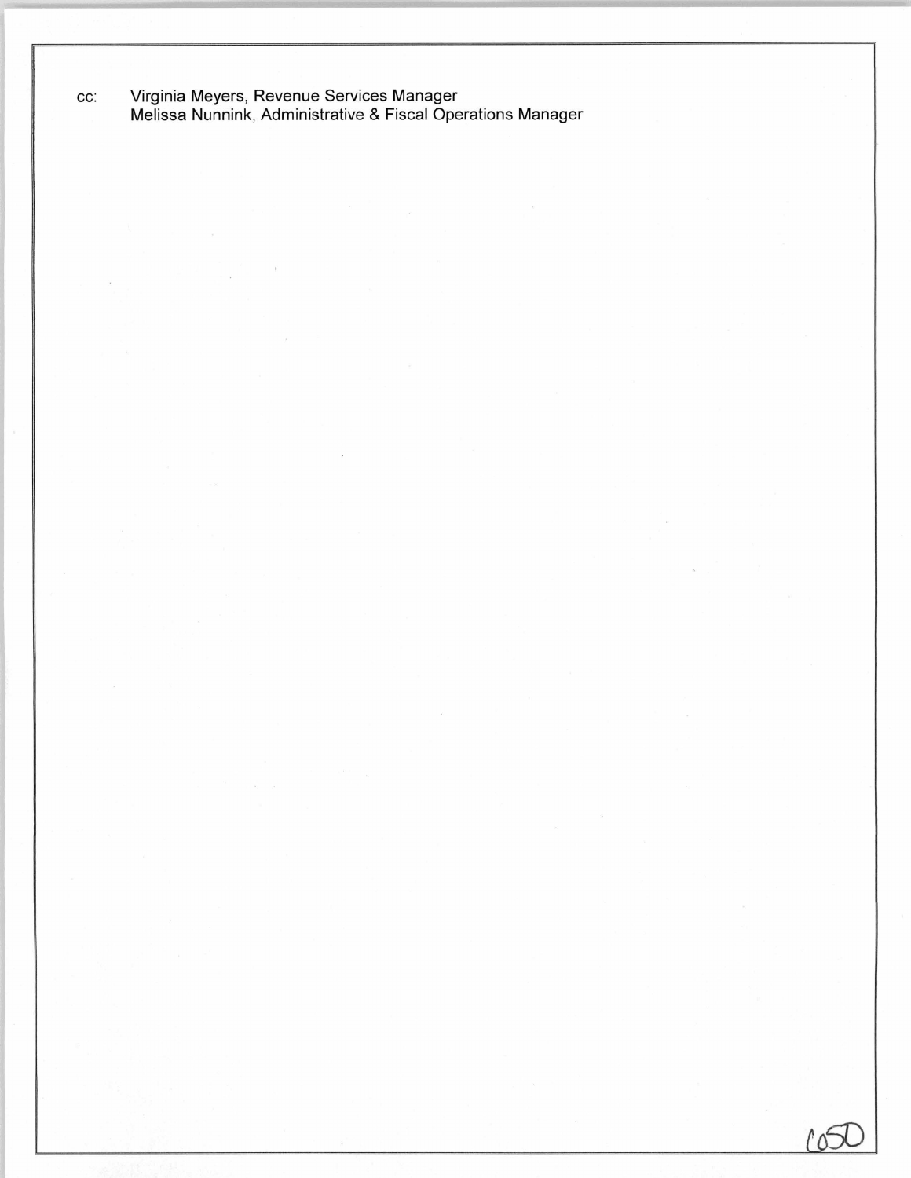cc: Virginia Meyers, Revenue Services Manager
Melissa Nunnink, Administrative & Fiscal Operations Manager